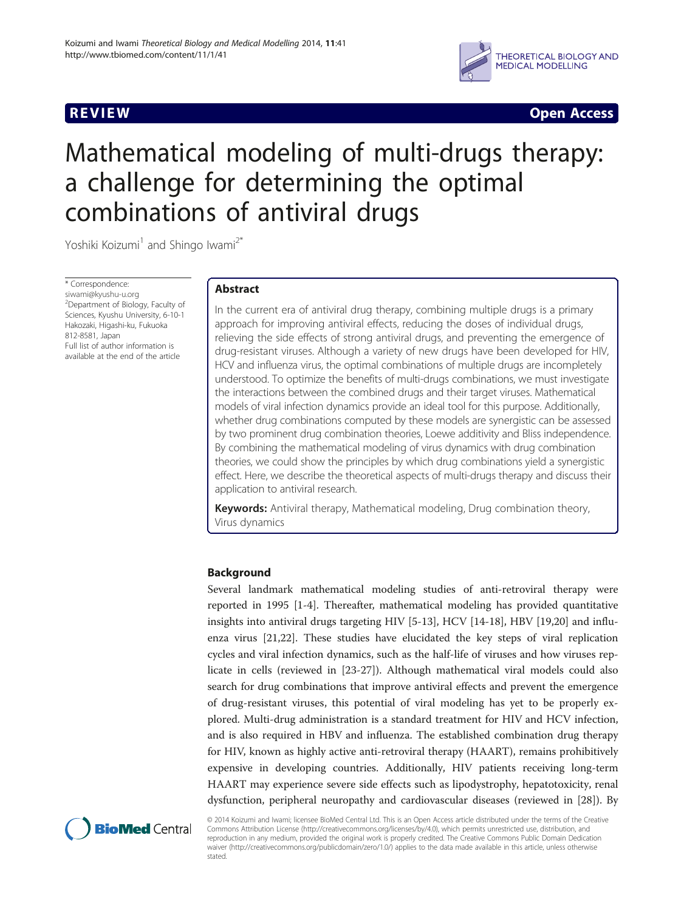REVIEW Open Access

# Mathematical modeling of multi-drugs therapy: a challenge for determining the optimal combinations of antiviral drugs

Yoshiki Koizumi[1] and Shingo Iwami[2*]

\* Correspondence: siwami@kyushu-u.org
[2]Department of Biology, Faculty of Sciences, Kyushu University, 6-10-1 Hakozaki, Higashi-ku, Fukuoka 812-8581, Japan
Full list of author information is available at the end of the article

## Abstract

In the current era of antiviral drug therapy, combining multiple drugs is a primary approach for improving antiviral effects, reducing the doses of individual drugs, relieving the side effects of strong antiviral drugs, and preventing the emergence of drug-resistant viruses. Although a variety of new drugs have been developed for HIV, HCV and influenza virus, the optimal combinations of multiple drugs are incompletely understood. To optimize the benefits of multi-drugs combinations, we must investigate the interactions between the combined drugs and their target viruses. Mathematical models of viral infection dynamics provide an ideal tool for this purpose. Additionally, whether drug combinations computed by these models are synergistic can be assessed by two prominent drug combination theories, Loewe additivity and Bliss independence. By combining the mathematical modeling of virus dynamics with drug combination theories, we could show the principles by which drug combinations yield a synergistic effect. Here, we describe the theoretical aspects of multi-drugs therapy and discuss their application to antiviral research.

**Keywords:** Antiviral therapy, Mathematical modeling, Drug combination theory, Virus dynamics

## Background

Several landmark mathematical modeling studies of anti-retroviral therapy were reported in 1995 [1-4]. Thereafter, mathematical modeling has provided quantitative insights into antiviral drugs targeting HIV [5-13], HCV [14-18], HBV [19,20] and influenza virus [21,22]. These studies have elucidated the key steps of viral replication cycles and viral infection dynamics, such as the half-life of viruses and how viruses replicate in cells (reviewed in [23-27]). Although mathematical viral models could also search for drug combinations that improve antiviral effects and prevent the emergence of drug-resistant viruses, this potential of viral modeling has yet to be properly explored. Multi-drug administration is a standard treatment for HIV and HCV infection, and is also required in HBV and influenza. The established combination drug therapy for HIV, known as highly active anti-retroviral therapy (HAART), remains prohibitively expensive in developing countries. Additionally, HIV patients receiving long-term HAART may experience severe side effects such as lipodystrophy, hepatotoxicity, renal dysfunction, peripheral neuropathy and cardiovascular diseases (reviewed in [28]). By

© 2014 Koizumi and Iwami; licensee BioMed Central Ltd. This is an Open Access article distributed under the terms of the Creative Commons Attribution License (http://creativecommons.org/licenses/by/4.0), which permits unrestricted use, distribution, and reproduction in any medium, provided the original work is properly credited. The Creative Commons Public Domain Dedication waiver (http://creativecommons.org/publicdomain/zero/1.0/) applies to the data made available in this article, unless otherwise stated.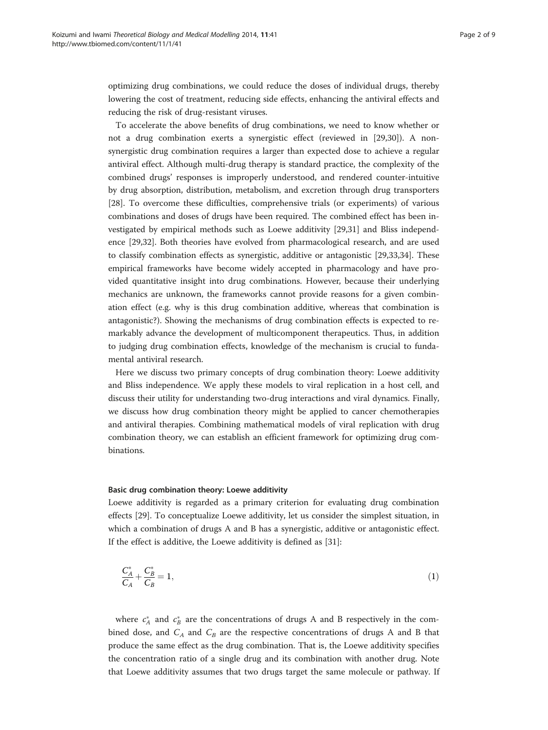optimizing drug combinations, we could reduce the doses of individual drugs, thereby lowering the cost of treatment, reducing side effects, enhancing the antiviral effects and reducing the risk of drug-resistant viruses.

To accelerate the above benefits of drug combinations, we need to know whether or not a drug combination exerts a synergistic effect (reviewed in [29,30]). A non-synergistic drug combination requires a larger than expected dose to achieve a regular antiviral effect. Although multi-drug therapy is standard practice, the complexity of the combined drugs' responses is improperly understood, and rendered counter-intuitive by drug absorption, distribution, metabolism, and excretion through drug transporters [28]. To overcome these difficulties, comprehensive trials (or experiments) of various combinations and doses of drugs have been required. The combined effect has been investigated by empirical methods such as Loewe additivity [29,31] and Bliss independence [29,32]. Both theories have evolved from pharmacological research, and are used to classify combination effects as synergistic, additive or antagonistic [29,33,34]. These empirical frameworks have become widely accepted in pharmacology and have provided quantitative insight into drug combinations. However, because their underlying mechanics are unknown, the frameworks cannot provide reasons for a given combination effect (e.g. why is this drug combination additive, whereas that combination is antagonistic?). Showing the mechanisms of drug combination effects is expected to remarkably advance the development of multicomponent therapeutics. Thus, in addition to judging drug combination effects, knowledge of the mechanism is crucial to fundamental antiviral research.

Here we discuss two primary concepts of drug combination theory: Loewe additivity and Bliss independence. We apply these models to viral replication in a host cell, and discuss their utility for understanding two-drug interactions and viral dynamics. Finally, we discuss how drug combination theory might be applied to cancer chemotherapies and antiviral therapies. Combining mathematical models of viral replication with drug combination theory, we can establish an efficient framework for optimizing drug combinations.

### Basic drug combination theory: Loewe additivity

Loewe additivity is regarded as a primary criterion for evaluating drug combination effects [29]. To conceptualize Loewe additivity, let us consider the simplest situation, in which a combination of drugs A and B has a synergistic, additive or antagonistic effect. If the effect is additive, the Loewe additivity is defined as [31]:

$$\frac{C_A^*}{C_A} + \frac{C_B^*}{C_B} = 1, \tag{1}$$

where $c_A^*$ and $c_B^*$ are the concentrations of drugs A and B respectively in the combined dose, and $C_A$ and $C_B$ are the respective concentrations of drugs A and B that produce the same effect as the drug combination. That is, the Loewe additivity specifies the concentration ratio of a single drug and its combination with another drug. Note that Loewe additivity assumes that two drugs target the same molecule or pathway. If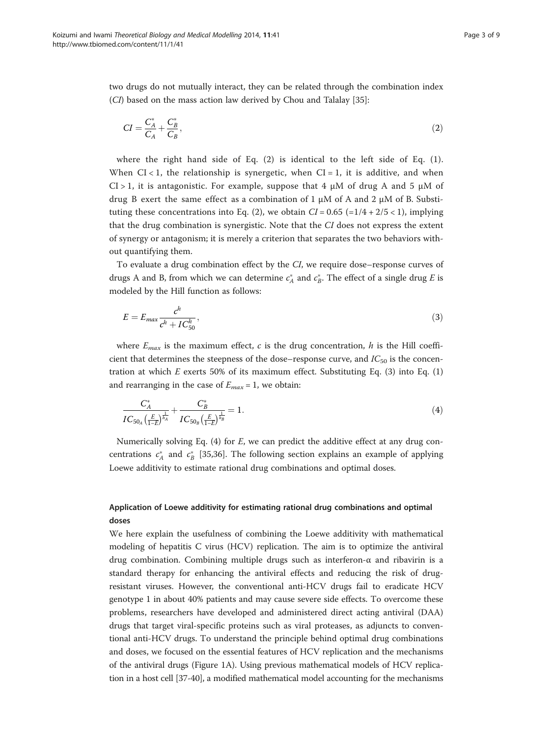two drugs do not mutually interact, they can be related through the combination index (*CI*) based on the mass action law derived by Chou and Talalay [35]:

$$CI = \frac{C_A^*}{C_A} + \frac{C_B^*}{C_B}, \tag{2}$$

where the right hand side of Eq. (2) is identical to the left side of Eq. (1). When CI < 1, the relationship is synergetic, when CI = 1, it is additive, and when CI > 1, it is antagonistic. For example, suppose that 4 μM of drug A and 5 μM of drug B exert the same effect as a combination of 1 μM of A and 2 μM of B. Substituting these concentrations into Eq. (2), we obtain $CI = 0.65$ (=1/4 + 2/5 < 1), implying that the drug combination is synergistic. Note that the *CI* does not express the extent of synergy or antagonism; it is merely a criterion that separates the two behaviors without quantifying them.

To evaluate a drug combination effect by the *CI*, we require dose–response curves of drugs A and B, from which we can determine $c_A^*$ and $c_B^*$. The effect of a single drug $E$ is modeled by the Hill function as follows:

$$E = E_{max} \frac{c^h}{c^h + IC_{50}^h}, \tag{3}$$

where $E_{max}$ is the maximum effect, $c$ is the drug concentration, $h$ is the Hill coefficient that determines the steepness of the dose–response curve, and $IC_{50}$ is the concentration at which $E$ exerts 50% of its maximum effect. Substituting Eq. (3) into Eq. (1) and rearranging in the case of $E_{max} = 1$, we obtain:

$$\frac{C_A^*}{IC_{50_A}\left(\frac{E}{1-E}\right)^{\frac{1}{h_A}}} + \frac{C_B^*}{IC_{50_B}\left(\frac{E}{1-E}\right)^{\frac{1}{h_B}}} = 1. \tag{4}$$

Numerically solving Eq. (4) for $E$, we can predict the additive effect at any drug concentrations $c_A^*$ and $c_B^*$ [35,36]. The following section explains an example of applying Loewe additivity to estimate rational drug combinations and optimal doses.

### Application of Loewe additivity for estimating rational drug combinations and optimal doses

We here explain the usefulness of combining the Loewe additivity with mathematical modeling of hepatitis C virus (HCV) replication. The aim is to optimize the antiviral drug combination. Combining multiple drugs such as interferon-α and ribavirin is a standard therapy for enhancing the antiviral effects and reducing the risk of drug-resistant viruses. However, the conventional anti-HCV drugs fail to eradicate HCV genotype 1 in about 40% patients and may cause severe side effects. To overcome these problems, researchers have developed and administered direct acting antiviral (DAA) drugs that target viral-specific proteins such as viral proteases, as adjuncts to conventional anti-HCV drugs. To understand the principle behind optimal drug combinations and doses, we focused on the essential features of HCV replication and the mechanisms of the antiviral drugs (Figure 1A). Using previous mathematical models of HCV replication in a host cell [37-40], a modified mathematical model accounting for the mechanisms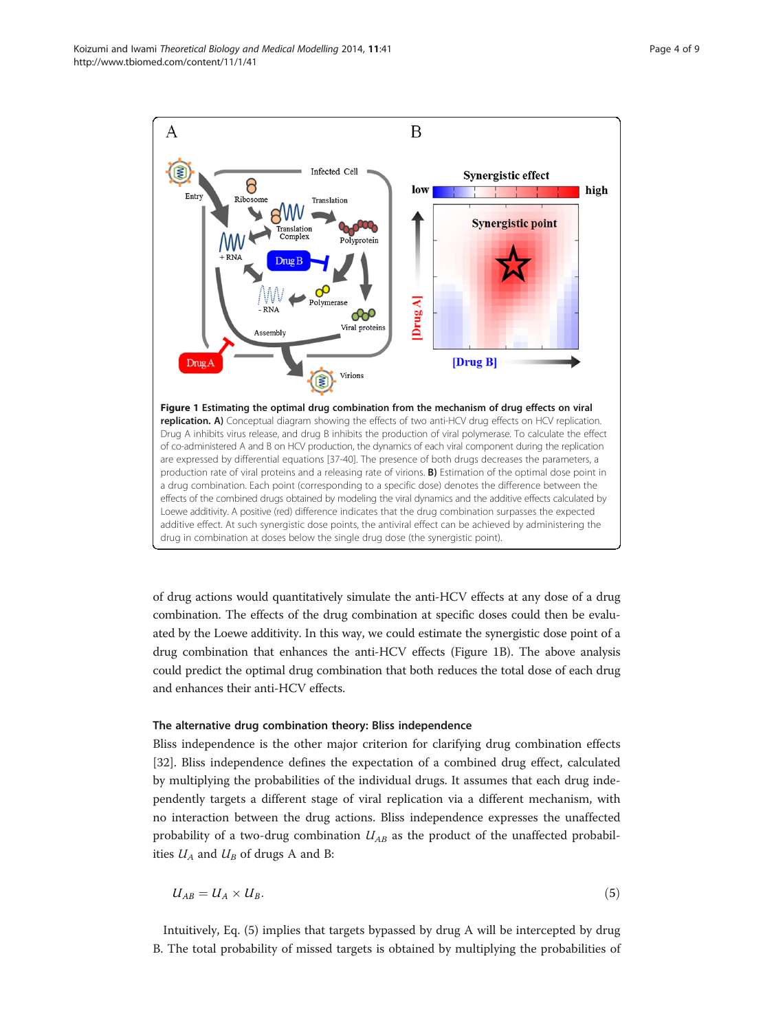**Figure 1 Estimating the optimal drug combination from the mechanism of drug effects on viral replication. A)** Conceptual diagram showing the effects of two anti-HCV drug effects on HCV replication. Drug A inhibits virus release, and drug B inhibits the production of viral polymerase. To calculate the effect of co-administered A and B on HCV production, the dynamics of each viral component during the replication are expressed by differential equations [37-40]. The presence of both drugs decreases the parameters, a production rate of viral proteins and a releasing rate of virions. **B)** Estimation of the optimal dose point in a drug combination. Each point (corresponding to a specific dose) denotes the difference between the effects of the combined drugs obtained by modeling the viral dynamics and the additive effects calculated by Loewe additivity. A positive (red) difference indicates that the drug combination surpasses the expected additive effect. At such synergistic dose points, the antiviral effect can be achieved by administering the drug in combination at doses below the single drug dose (the synergistic point).

of drug actions would quantitatively simulate the anti-HCV effects at any dose of a drug combination. The effects of the drug combination at specific doses could then be evaluated by the Loewe additivity. In this way, we could estimate the synergistic dose point of a drug combination that enhances the anti-HCV effects (Figure 1B). The above analysis could predict the optimal drug combination that both reduces the total dose of each drug and enhances their anti-HCV effects.

### The alternative drug combination theory: Bliss independence

Bliss independence is the other major criterion for clarifying drug combination effects [32]. Bliss independence defines the expectation of a combined drug effect, calculated by multiplying the probabilities of the individual drugs. It assumes that each drug independently targets a different stage of viral replication via a different mechanism, with no interaction between the drug actions. Bliss independence expresses the unaffected probability of a two-drug combination $U_{AB}$ as the product of the unaffected probabilities $U_A$ and $U_B$ of drugs A and B:

$$U_{AB} = U_A \times U_B. \tag{5}$$

Intuitively, Eq. (5) implies that targets bypassed by drug A will be intercepted by drug B. The total probability of missed targets is obtained by multiplying the probabilities of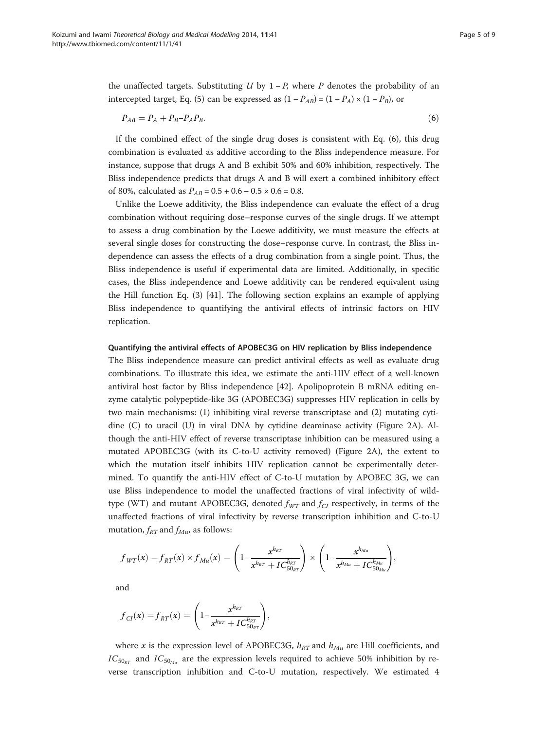the unaffected targets. Substituting $U$ by $1 - P$, where $P$ denotes the probability of an intercepted target, Eq. (5) can be expressed as $(1 - P_{AB}) = (1 - P_A) \times (1 - P_B)$, or

$$P_{AB} = P_A + P_B - P_A P_B. \tag{6}$$

If the combined effect of the single drug doses is consistent with Eq. (6), this drug combination is evaluated as additive according to the Bliss independence measure. For instance, suppose that drugs A and B exhibit 50% and 60% inhibition, respectively. The Bliss independence predicts that drugs A and B will exert a combined inhibitory effect of 80%, calculated as $P_{AB} = 0.5 + 0.6 - 0.5 \times 0.6 = 0.8$.

Unlike the Loewe additivity, the Bliss independence can evaluate the effect of a drug combination without requiring dose–response curves of the single drugs. If we attempt to assess a drug combination by the Loewe additivity, we must measure the effects at several single doses for constructing the dose–response curve. In contrast, the Bliss independence can assess the effects of a drug combination from a single point. Thus, the Bliss independence is useful if experimental data are limited. Additionally, in specific cases, the Bliss independence and Loewe additivity can be rendered equivalent using the Hill function Eq. (3) [41]. The following section explains an example of applying Bliss independence to quantifying the antiviral effects of intrinsic factors on HIV replication.

### Quantifying the antiviral effects of APOBEC3G on HIV replication by Bliss independence

The Bliss independence measure can predict antiviral effects as well as evaluate drug combinations. To illustrate this idea, we estimate the anti-HIV effect of a well-known antiviral host factor by Bliss independence [42]. Apolipoprotein B mRNA editing enzyme catalytic polypeptide-like 3G (APOBEC3G) suppresses HIV replication in cells by two main mechanisms: (1) inhibiting viral reverse transcriptase and (2) mutating cytidine (C) to uracil (U) in viral DNA by cytidine deaminase activity (Figure 2A). Although the anti-HIV effect of reverse transcriptase inhibition can be measured using a mutated APOBEC3G (with its C-to-U activity removed) (Figure 2A), the extent to which the mutation itself inhibits HIV replication cannot be experimentally determined. To quantify the anti-HIV effect of C-to-U mutation by APOBEC 3G, we can use Bliss independence to model the unaffected fractions of viral infectivity of wild-type (WT) and mutant APOBEC3G, denoted $f_{WT}$ and $f_{CI}$ respectively, in terms of the unaffected fractions of viral infectivity by reverse transcription inhibition and C-to-U mutation, $f_{RT}$ and $f_{Mu}$, as follows:

$$f_{WT}(x) = f_{RT}(x) \times f_{Mu}(x) = \left(1 - \frac{x^{h_{RT}}}{x^{h_{RT}} + IC_{50_{RT}}^{h_{RT}}}\right) \times \left(1 - \frac{x^{h_{Mu}}}{x^{h_{Mu}} + IC_{50_{Mu}}^{h_{Mu}}}\right),$$

and

$$f_{CI}(x) = f_{RT}(x) = \left(1 - \frac{x^{h_{RT}}}{x^{h_{RT}} + IC_{50_{RT}}^{h_{RT}}}\right),$$

where $x$ is the expression level of APOBEC3G, $h_{RT}$ and $h_{Mu}$ are Hill coefficients, and $IC_{50_{RT}}$ and $IC_{50_{Mu}}$ are the expression levels required to achieve 50% inhibition by reverse transcription inhibition and C-to-U mutation, respectively. We estimated 4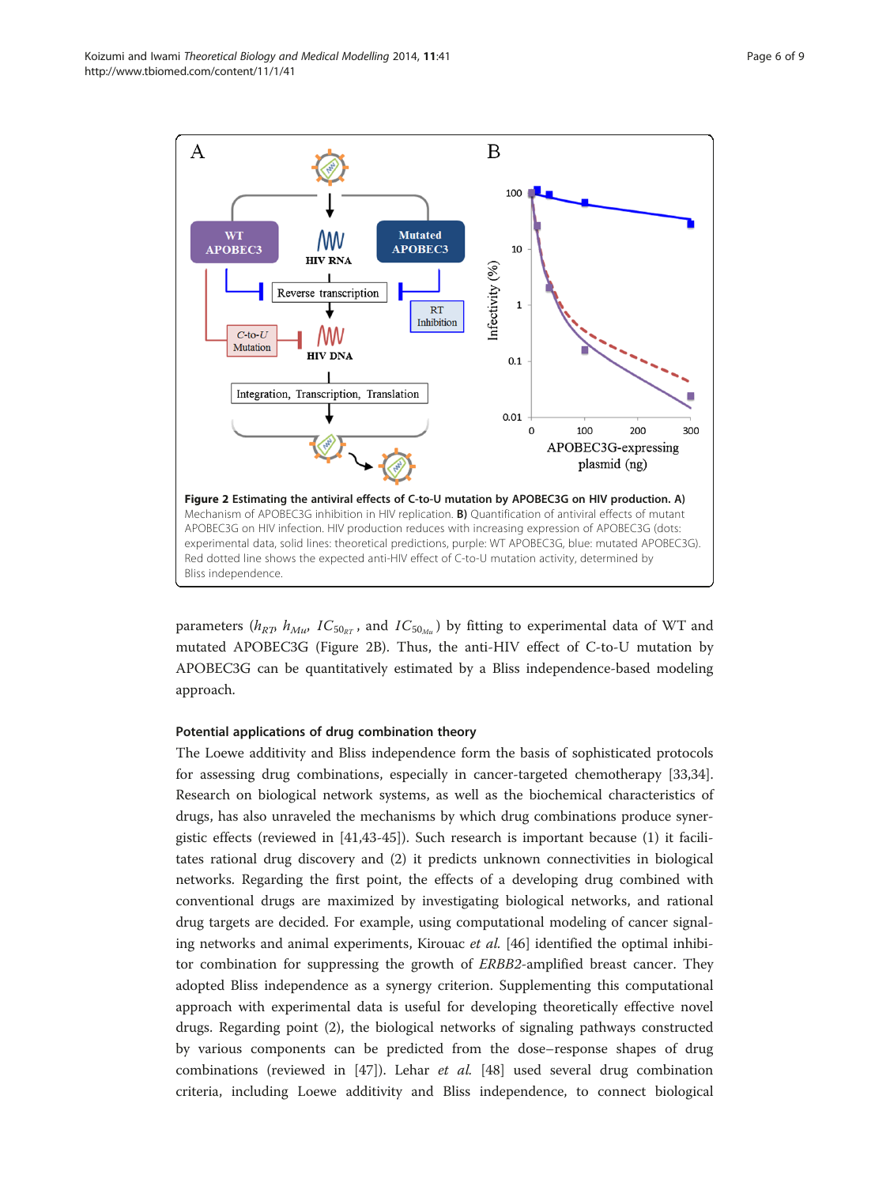**Figure 2 Estimating the antiviral effects of C-to-U mutation by APOBEC3G on HIV production. A)** Mechanism of APOBEC3G inhibition in HIV replication. **B)** Quantification of antiviral effects of mutant APOBEC3G on HIV infection. HIV production reduces with increasing expression of APOBEC3G (dots: experimental data, solid lines: theoretical predictions, purple: WT APOBEC3G, blue: mutated APOBEC3G). Red dotted line shows the expected anti-HIV effect of C-to-U mutation activity, determined by Bliss independence.

parameters ($h_{RT}$, $h_{Mu}$, $IC_{50_{RT}}$, and $IC_{50_{Mu}}$) by fitting to experimental data of WT and mutated APOBEC3G (Figure 2B). Thus, the anti-HIV effect of C-to-U mutation by APOBEC3G can be quantitatively estimated by a Bliss independence-based modeling approach.

### Potential applications of drug combination theory

The Loewe additivity and Bliss independence form the basis of sophisticated protocols for assessing drug combinations, especially in cancer-targeted chemotherapy [33,34]. Research on biological network systems, as well as the biochemical characteristics of drugs, has also unraveled the mechanisms by which drug combinations produce synergistic effects (reviewed in [41,43-45]). Such research is important because (1) it facilitates rational drug discovery and (2) it predicts unknown connectivities in biological networks. Regarding the first point, the effects of a developing drug combined with conventional drugs are maximized by investigating biological networks, and rational drug targets are decided. For example, using computational modeling of cancer signaling networks and animal experiments, Kirouac *et al.* [46] identified the optimal inhibitor combination for suppressing the growth of *ERBB2*-amplified breast cancer. They adopted Bliss independence as a synergy criterion. Supplementing this computational approach with experimental data is useful for developing theoretically effective novel drugs. Regarding point (2), the biological networks of signaling pathways constructed by various components can be predicted from the dose–response shapes of drug combinations (reviewed in [47]). Lehar *et al.* [48] used several drug combination criteria, including Loewe additivity and Bliss independence, to connect biological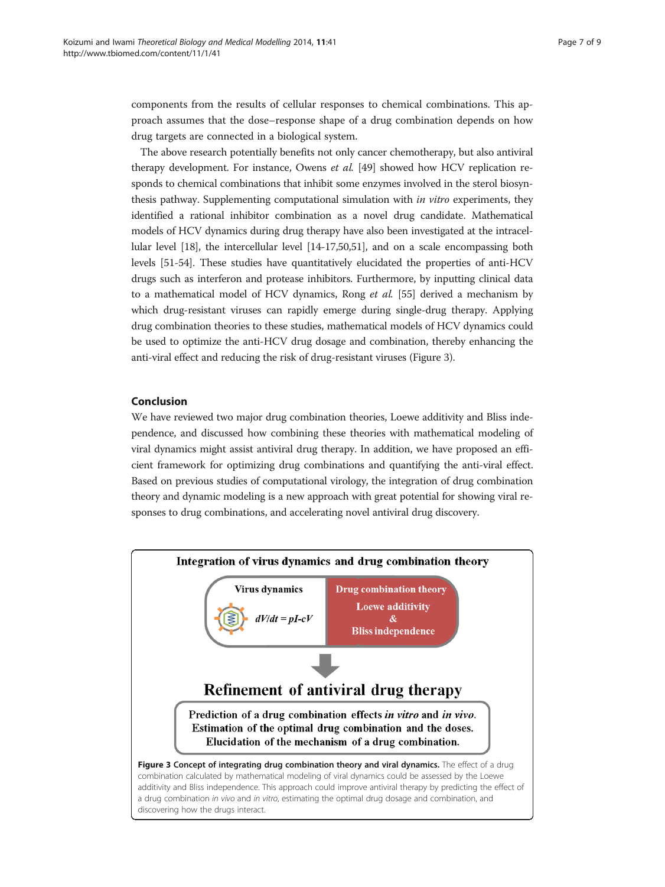components from the results of cellular responses to chemical combinations. This approach assumes that the dose–response shape of a drug combination depends on how drug targets are connected in a biological system.

The above research potentially benefits not only cancer chemotherapy, but also antiviral therapy development. For instance, Owens *et al.* [49] showed how HCV replication responds to chemical combinations that inhibit some enzymes involved in the sterol biosynthesis pathway. Supplementing computational simulation with *in vitro* experiments, they identified a rational inhibitor combination as a novel drug candidate. Mathematical models of HCV dynamics during drug therapy have also been investigated at the intracellular level [18], the intercellular level [14-17,50,51], and on a scale encompassing both levels [51-54]. These studies have quantitatively elucidated the properties of anti-HCV drugs such as interferon and protease inhibitors. Furthermore, by inputting clinical data to a mathematical model of HCV dynamics, Rong *et al.* [55] derived a mechanism by which drug-resistant viruses can rapidly emerge during single-drug therapy. Applying drug combination theories to these studies, mathematical models of HCV dynamics could be used to optimize the anti-HCV drug dosage and combination, thereby enhancing the anti-viral effect and reducing the risk of drug-resistant viruses (Figure 3).

## Conclusion

We have reviewed two major drug combination theories, Loewe additivity and Bliss independence, and discussed how combining these theories with mathematical modeling of viral dynamics might assist antiviral drug therapy. In addition, we have proposed an efficient framework for optimizing drug combinations and quantifying the anti-viral effect. Based on previous studies of computational virology, the integration of drug combination theory and dynamic modeling is a new approach with great potential for showing viral responses to drug combinations, and accelerating novel antiviral drug discovery.

**Integration of virus dynamics and drug combination theory**

| Virus dynamics | Drug combination theory |
|---|---|
| $dV/dt = pI - cV$ | Loewe additivity & Bliss independence |

**Refinement of antiviral drug therapy**

Prediction of a drug combination effects *in vitro* and *in vivo*.
Estimation of the optimal drug combination and the doses.
Elucidation of the mechanism of a drug combination.

**Figure 3 Concept of integrating drug combination theory and viral dynamics.** The effect of a drug combination calculated by mathematical modeling of viral dynamics could be assessed by the Loewe additivity and Bliss independence. This approach could improve antiviral therapy by predicting the effect of a drug combination *in vivo* and *in vitro*, estimating the optimal drug dosage and combination, and discovering how the drugs interact.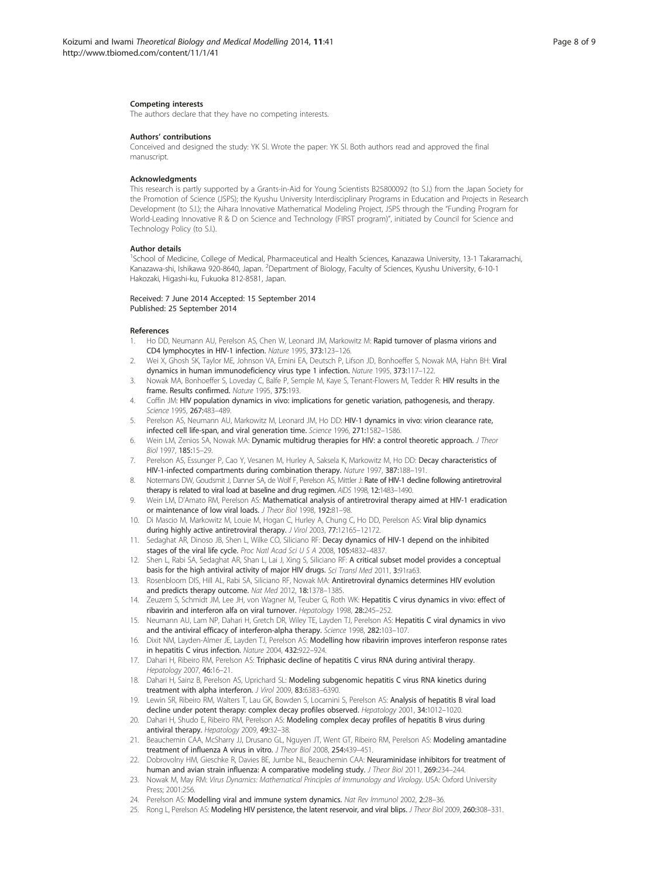### Competing interests

The authors declare that they have no competing interests.

### Authors' contributions

Conceived and designed the study: YK SI. Wrote the paper: YK SI. Both authors read and approved the final manuscript.

### Acknowledgments

This research is partly supported by a Grants-in-Aid for Young Scientists B25800092 (to S.I.) from the Japan Society for the Promotion of Science (JSPS); the Kyushu University Interdisciplinary Programs in Education and Projects in Research Development (to S.I.); the Aihara Innovative Mathematical Modeling Project, JSPS through the "Funding Program for World-Leading Innovative R & D on Science and Technology (FIRST program)", initiated by Council for Science and Technology Policy (to S.I.).

### Author details

[1]School of Medicine, College of Medical, Pharmaceutical and Health Sciences, Kanazawa University, 13-1 Takaramachi, Kanazawa-shi, Ishikawa 920-8640, Japan. [2]Department of Biology, Faculty of Sciences, Kyushu University, 6-10-1 Hakozaki, Higashi-ku, Fukuoka 812-8581, Japan.

Received: 7 June 2014 Accepted: 15 September 2014
Published: 25 September 2014

### References

1. Ho DD, Neumann AU, Perelson AS, Chen W, Leonard JM, Markowitz M: **Rapid turnover of plasma virions and CD4 lymphocytes in HIV-1 infection.** *Nature* 1995, **373:**123–126.
2. Wei X, Ghosh SK, Taylor ME, Johnson VA, Emini EA, Deutsch P, Lifson JD, Bonhoeffer S, Nowak MA, Hahn BH: **Viral dynamics in human immunodeficiency virus type 1 infection.** *Nature* 1995, **373:**117–122.
3. Nowak MA, Bonhoeffer S, Loveday C, Balfe P, Semple M, Kaye S, Tenant-Flowers M, Tedder R: **HIV results in the frame. Results confirmed.** *Nature* 1995, **375:**193.
4. Coffin JM: **HIV population dynamics in vivo: implications for genetic variation, pathogenesis, and therapy.** *Science* 1995, **267:**483–489.
5. Perelson AS, Neumann AU, Markowitz M, Leonard JM, Ho DD: **HIV-1 dynamics in vivo: virion clearance rate, infected cell life-span, and viral generation time.** *Science* 1996, **271:**1582–1586.
6. Wein LM, Zenios SA, Nowak MA: **Dynamic multidrug therapies for HIV: a control theoretic approach.** *J Theor Biol* 1997, **185:**15–29.
7. Perelson AS, Essunger P, Cao Y, Vesanen M, Hurley A, Saksela K, Markowitz M, Ho DD: **Decay characteristics of HIV-1-infected compartments during combination therapy.** *Nature* 1997, **387:**188–191.
8. Notermans DW, Goudsmit J, Danner SA, de Wolf F, Perelson AS, Mittler J: **Rate of HIV-1 decline following antiretroviral therapy is related to viral load at baseline and drug regimen.** *AIDS* 1998, **12:**1483–1490.
9. Wein LM, D'Amato RM, Perelson AS: **Mathematical analysis of antiretroviral therapy aimed at HIV-1 eradication or maintenance of low viral loads.** *J Theor Biol* 1998, **192:**81–98.
10. Di Mascio M, Markowitz M, Louie M, Hogan C, Hurley A, Chung C, Ho DD, Perelson AS: **Viral blip dynamics during highly active antiretroviral therapy.** *J Virol* 2003, **77:**12165–12172.
11. Sedaghat AR, Dinoso JB, Shen L, Wilke CO, Siliciano RF: **Decay dynamics of HIV-1 depend on the inhibited stages of the viral life cycle.** *Proc Natl Acad Sci U S A* 2008, **105:**4832–4837.
12. Shen L, Rabi SA, Sedaghat AR, Shan L, Lai J, Xing S, Siliciano RF: **A critical subset model provides a conceptual basis for the high antiviral activity of major HIV drugs.** *Sci Transl Med* 2011, **3:**91ra63.
13. Rosenbloom DIS, Hill AL, Rabi SA, Siliciano RF, Nowak MA: **Antiretroviral dynamics determines HIV evolution and predicts therapy outcome.** *Nat Med* 2012, **18:**1378–1385.
14. Zeuzem S, Schmidt JM, Lee JH, von Wagner M, Teuber G, Roth WK: **Hepatitis C virus dynamics in vivo: effect of ribavirin and interferon alfa on viral turnover.** *Hepatology* 1998, **28:**245–252.
15. Neumann AU, Lam NP, Dahari H, Gretch DR, Wiley TE, Layden TJ, Perelson AS: **Hepatitis C viral dynamics in vivo and the antiviral efficacy of interferon-alpha therapy.** *Science* 1998, **282:**103–107.
16. Dixit NM, Layden-Almer JE, Layden TJ, Perelson AS: **Modelling how ribavirin improves interferon response rates in hepatitis C virus infection.** *Nature* 2004, **432:**922–924.
17. Dahari H, Ribeiro RM, Perelson AS: **Triphasic decline of hepatitis C virus RNA during antiviral therapy.** *Hepatology* 2007, **46:**16–21.
18. Dahari H, Sainz B, Perelson AS, Uprichard SL: **Modeling subgenomic hepatitis C virus RNA kinetics during treatment with alpha interferon.** *J Virol* 2009, **83:**6383–6390.
19. Lewin SR, Ribeiro RM, Walters T, Lau GK, Bowden S, Locarnini S, Perelson AS: **Analysis of hepatitis B viral load decline under potent therapy: complex decay profiles observed.** *Hepatology* 2001, **34:**1012–1020.
20. Dahari H, Shudo E, Ribeiro RM, Perelson AS: **Modeling complex decay profiles of hepatitis B virus during antiviral therapy.** *Hepatology* 2009, **49:**32–38.
21. Beauchemin CAA, McSharry JJ, Drusano GL, Nguyen JT, Went GT, Ribeiro RM, Perelson AS: **Modeling amantadine treatment of influenza A virus in vitro.** *J Theor Biol* 2008, **254:**439–451.
22. Dobrovolny HM, Gieschke R, Davies BE, Jumbe NL, Beauchemin CAA: **Neuraminidase inhibitors for treatment of human and avian strain influenza: A comparative modeling study.** *J Theor Biol* 2011, **269:**234–244.
23. Nowak M, May RM: *Virus Dynamics: Mathematical Principles of Immunology and Virology.* USA: Oxford University Press; 2001:256.
24. Perelson AS: **Modelling viral and immune system dynamics.** *Nat Rev Immunol* 2002, **2:**28–36.
25. Rong L, Perelson AS: **Modeling HIV persistence, the latent reservoir, and viral blips.** *J Theor Biol* 2009, **260:**308–331.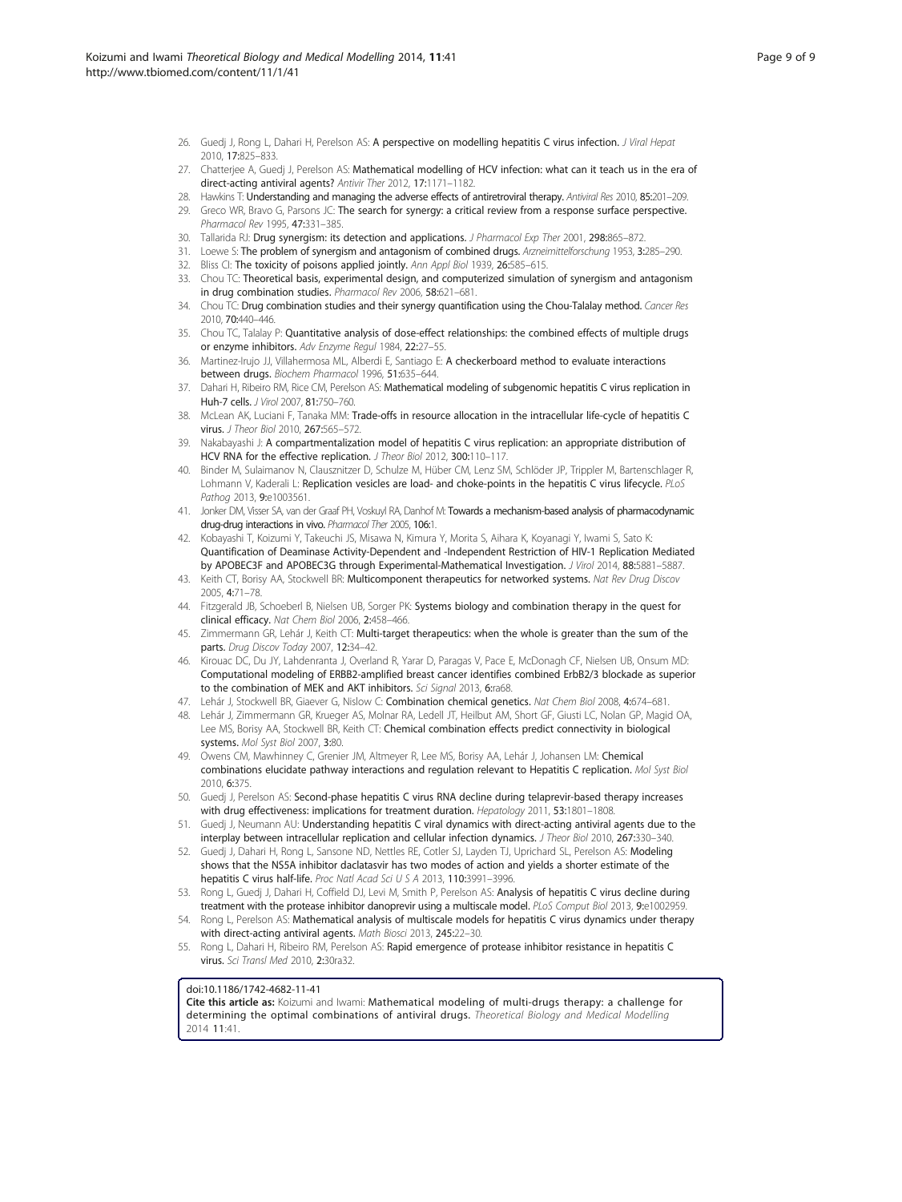26. Guedj J, Rong L, Dahari H, Perelson AS: **A perspective on modelling hepatitis C virus infection.** *J Viral Hepat* 2010, **17:**825–833.
27. Chatterjee A, Guedj J, Perelson AS: **Mathematical modelling of HCV infection: what can it teach us in the era of direct-acting antiviral agents?** *Antivir Ther* 2012, **17:**1171–1182.
28. Hawkins T: **Understanding and managing the adverse effects of antiretroviral therapy.** *Antiviral Res* 2010, **85:**201–209.
29. Greco WR, Bravo G, Parsons JC: **The search for synergy: a critical review from a response surface perspective.** *Pharmacol Rev* 1995, **47:**331–385.
30. Tallarida RJ: **Drug synergism: its detection and applications.** *J Pharmacol Exp Ther* 2001, **298:**865–872.
31. Loewe S: **The problem of synergism and antagonism of combined drugs.** *Arzneimittelforschung* 1953, **3:**285–290.
32. Bliss CI: **The toxicity of poisons applied jointly.** *Ann Appl Biol* 1939, **26:**585–615.
33. Chou TC: **Theoretical basis, experimental design, and computerized simulation of synergism and antagonism in drug combination studies.** *Pharmacol Rev* 2006, **58:**621–681.
34. Chou TC: **Drug combination studies and their synergy quantification using the Chou-Talalay method.** *Cancer Res* 2010, **70:**440–446.
35. Chou TC, Talalay P: **Quantitative analysis of dose-effect relationships: the combined effects of multiple drugs or enzyme inhibitors.** *Adv Enzyme Regul* 1984, **22:**27–55.
36. Martinez-Irujo JJ, Villahermosa ML, Alberdi E, Santiago E: **A checkerboard method to evaluate interactions between drugs.** *Biochem Pharmacol* 1996, **51:**635–644.
37. Dahari H, Ribeiro RM, Rice CM, Perelson AS: **Mathematical modeling of subgenomic hepatitis C virus replication in Huh-7 cells.** *J Virol* 2007, **81:**750–760.
38. McLean AK, Luciani F, Tanaka MM: **Trade-offs in resource allocation in the intracellular life-cycle of hepatitis C virus.** *J Theor Biol* 2010, **267:**565–572.
39. Nakabayashi J: **A compartmentalization model of hepatitis C virus replication: an appropriate distribution of HCV RNA for the effective replication.** *J Theor Biol* 2012, **300:**110–117.
40. Binder M, Sulaimanov N, Clausznitzer D, Schulze M, Hüber CM, Lenz SM, Schlöder JP, Trippler M, Bartenschlager R, Lohmann V, Kaderali L: **Replication vesicles are load- and choke-points in the hepatitis C virus lifecycle.** *PLoS Pathog* 2013, **9:**e1003561.
41. Jonker DM, Visser SA, van der Graaf PH, Voskuyl RA, Danhof M: **Towards a mechanism-based analysis of pharmacodynamic drug-drug interactions in vivo.** *Pharmacol Ther* 2005, **106:**1.
42. Kobayashi T, Koizumi Y, Takeuchi JS, Misawa N, Kimura Y, Morita S, Aihara K, Koyanagi Y, Iwami S, Sato K: **Quantification of Deaminase Activity-Dependent and -Independent Restriction of HIV-1 Replication Mediated by APOBEC3F and APOBEC3G through Experimental-Mathematical Investigation.** *J Virol* 2014, **88:**5881–5887.
43. Keith CT, Borisy AA, Stockwell BR: **Multicomponent therapeutics for networked systems.** *Nat Rev Drug Discov* 2005, **4:**71–78.
44. Fitzgerald JB, Schoeberl B, Nielsen UB, Sorger PK: **Systems biology and combination therapy in the quest for clinical efficacy.** *Nat Chem Biol* 2006, **2:**458–466.
45. Zimmermann GR, Lehár J, Keith CT: **Multi-target therapeutics: when the whole is greater than the sum of the parts.** *Drug Discov Today* 2007, **12:**34–42.
46. Kirouac DC, Du JY, Lahdenranta J, Overland R, Yarar D, Paragas V, Pace E, McDonagh CF, Nielsen UB, Onsum MD: **Computational modeling of ERBB2-amplified breast cancer identifies combined ErbB2/3 blockade as superior to the combination of MEK and AKT inhibitors.** *Sci Signal* 2013, **6:**ra68.
47. Lehár J, Stockwell BR, Giaever G, Nislow C: **Combination chemical genetics.** *Nat Chem Biol* 2008, **4:**674–681.
48. Lehár J, Zimmermann GR, Krueger AS, Molnar RA, Ledell JT, Heilbut AM, Short GF, Giusti LC, Nolan GP, Magid OA, Lee MS, Borisy AA, Stockwell BR, Keith CT: **Chemical combination effects predict connectivity in biological systems.** *Mol Syst Biol* 2007, **3:**80.
49. Owens CM, Mawhinney C, Grenier JM, Altmeyer R, Lee MS, Borisy AA, Lehár J, Johansen LM: **Chemical combinations elucidate pathway interactions and regulation relevant to Hepatitis C replication.** *Mol Syst Biol* 2010, **6:**375.
50. Guedj J, Perelson AS: **Second-phase hepatitis C virus RNA decline during telaprevir-based therapy increases with drug effectiveness: implications for treatment duration.** *Hepatology* 2011, **53:**1801–1808.
51. Guedj J, Neumann AU: **Understanding hepatitis C viral dynamics with direct-acting antiviral agents due to the interplay between intracellular replication and cellular infection dynamics.** *J Theor Biol* 2010, **267:**330–340.
52. Guedj J, Dahari H, Rong L, Sansone ND, Nettles RE, Cotler SJ, Layden TJ, Uprichard SL, Perelson AS: **Modeling shows that the NS5A inhibitor daclatasvir has two modes of action and yields a shorter estimate of the hepatitis C virus half-life.** *Proc Natl Acad Sci U S A* 2013, **110:**3991–3996.
53. Rong L, Guedj J, Dahari H, Coffield DJ, Levi M, Smith P, Perelson AS: **Analysis of hepatitis C virus decline during treatment with the protease inhibitor danoprevir using a multiscale model.** *PLoS Comput Biol* 2013, **9:**e1002959.
54. Rong L, Perelson AS: **Mathematical analysis of multiscale models for hepatitis C virus dynamics under therapy with direct-acting antiviral agents.** *Math Biosci* 2013, **245:**22–30.
55. Rong L, Dahari H, Ribeiro RM, Perelson AS: **Rapid emergence of protease inhibitor resistance in hepatitis C virus.** *Sci Transl Med* 2010, **2:**30ra32.

doi:10.1186/1742-4682-11-41

**Cite this article as:** Koizumi and Iwami: Mathematical modeling of multi-drugs therapy: a challenge for determining the optimal combinations of antiviral drugs. *Theoretical Biology and Medical Modelling* 2014 **11**:41.